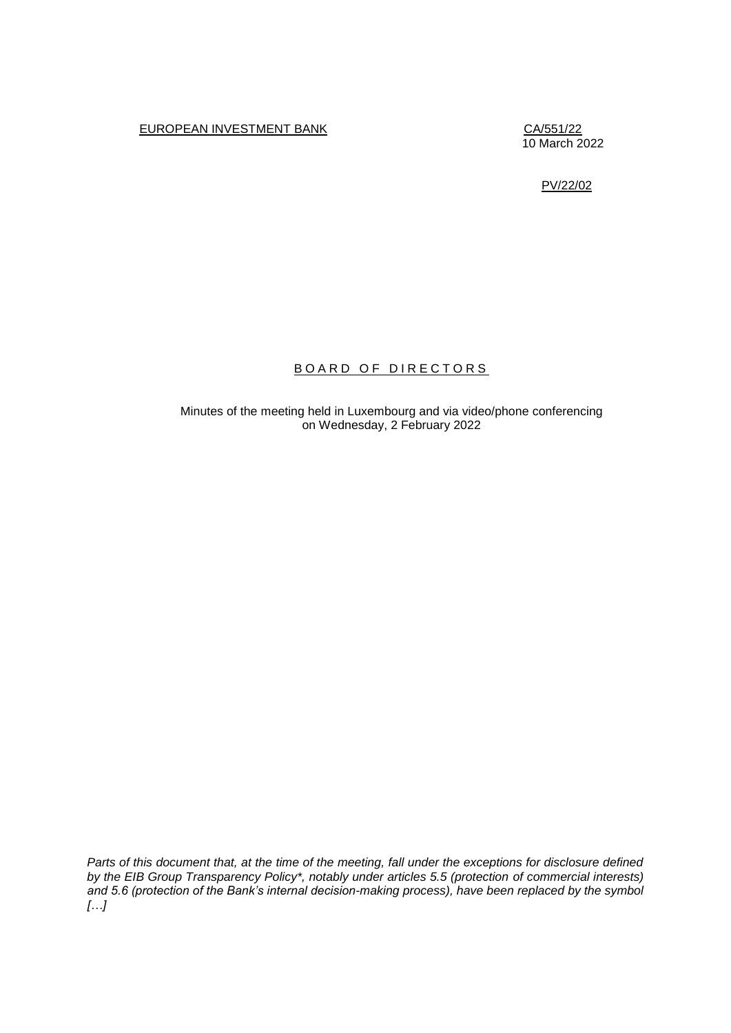EUROPEAN INVESTMENT BANK

CA/551/22
10 March 2022

PV/22/02

# BOARD OF DIRECTORS

Minutes of the meeting held in Luxembourg and via video/phone conferencing on Wednesday, 2 February 2022

*Parts of this document that, at the time of the meeting, fall under the exceptions for disclosure defined by the EIB Group Transparency Policy\*, notably under articles 5.5 (protection of commercial interests) and 5.6 (protection of the Bank's internal decision-making process), have been replaced by the symbol […]*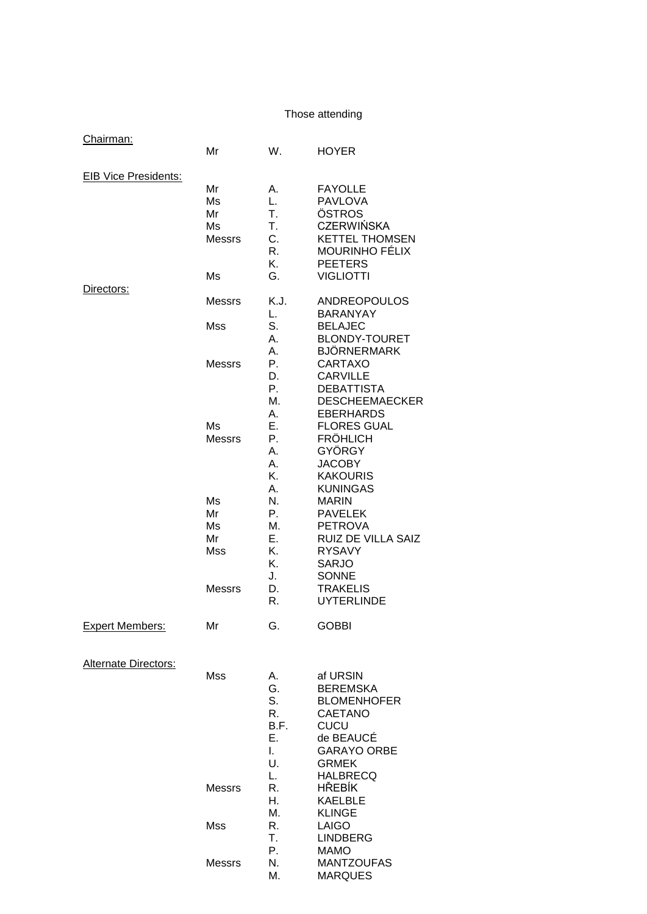Those attending

| | | | |
|---|---|---|---|
| Chairman: | Mr | W. | HOYER |
| EIB Vice Presidents: | Mr | A. | FAYOLLE |
| | Ms | L. | PAVLOVA |
| | Mr | T. | ÖSTROS |
| | Ms | T. | CZERWIŃSKA |
| | Messrs | C. | KETTEL THOMSEN |
| | | R. | MOURINHO FÉLIX |
| | | K. | PEETERS |
| | Ms | G. | VIGLIOTTI |
| Directors: | Messrs | K.J. | ANDREOPOULOS |
| | | L. | BARANYAY |
| | Mss | S. | BELAJEC |
| | | A. | BLONDY-TOURET |
| | | A. | BJÖRNERMARK |
| | Messrs | P. | CARTAXO |
| | | D. | CARVILLE |
| | | P. | DEBATTISTA |
| | | M. | DESCHEEMAECKER |
| | | A. | EBERHARDS |
| | Ms | E. | FLORES GUAL |
| | Messrs | P. | FRÖHLICH |
| | | A. | GYÖRGY |
| | | A. | JACOBY |
| | | K. | KAKOURIS |
| | | A. | KUNINGAS |
| | Ms | N. | MARIN |
| | Mr | P. | PAVELEK |
| | Ms | M. | PETROVA |
| | Mr | E. | RUIZ DE VILLA SAIZ |
| | Mss | K. | RYSAVY |
| | | K. | SARJO |
| | | J. | SONNE |
| | Messrs | D. | TRAKELIS |
| | | R. | UYTERLINDE |
| Expert Members: | Mr | G. | GOBBI |
| Alternate Directors: | Mss | A. | af URSIN |
| | | G. | BEREMSKA |
| | | S. | BLOMENHOFER |
| | | R. | CAETANO |
| | | B.F. | CUCU |
| | | E. | de BEAUCÉ |
| | | I. | GARAYO ORBE |
| | | U. | GRMEK |
| | | L. | HALBRECQ |
| | Messrs | R. | HŘEBÍK |
| | | H. | KAELBLE |
| | | M. | KLINGE |
| | Mss | R. | LAIGO |
| | | T. | LINDBERG |
| | | P. | MAMO |
| | Messrs | N. | MANTZOUFAS |
| | | M. | MARQUES |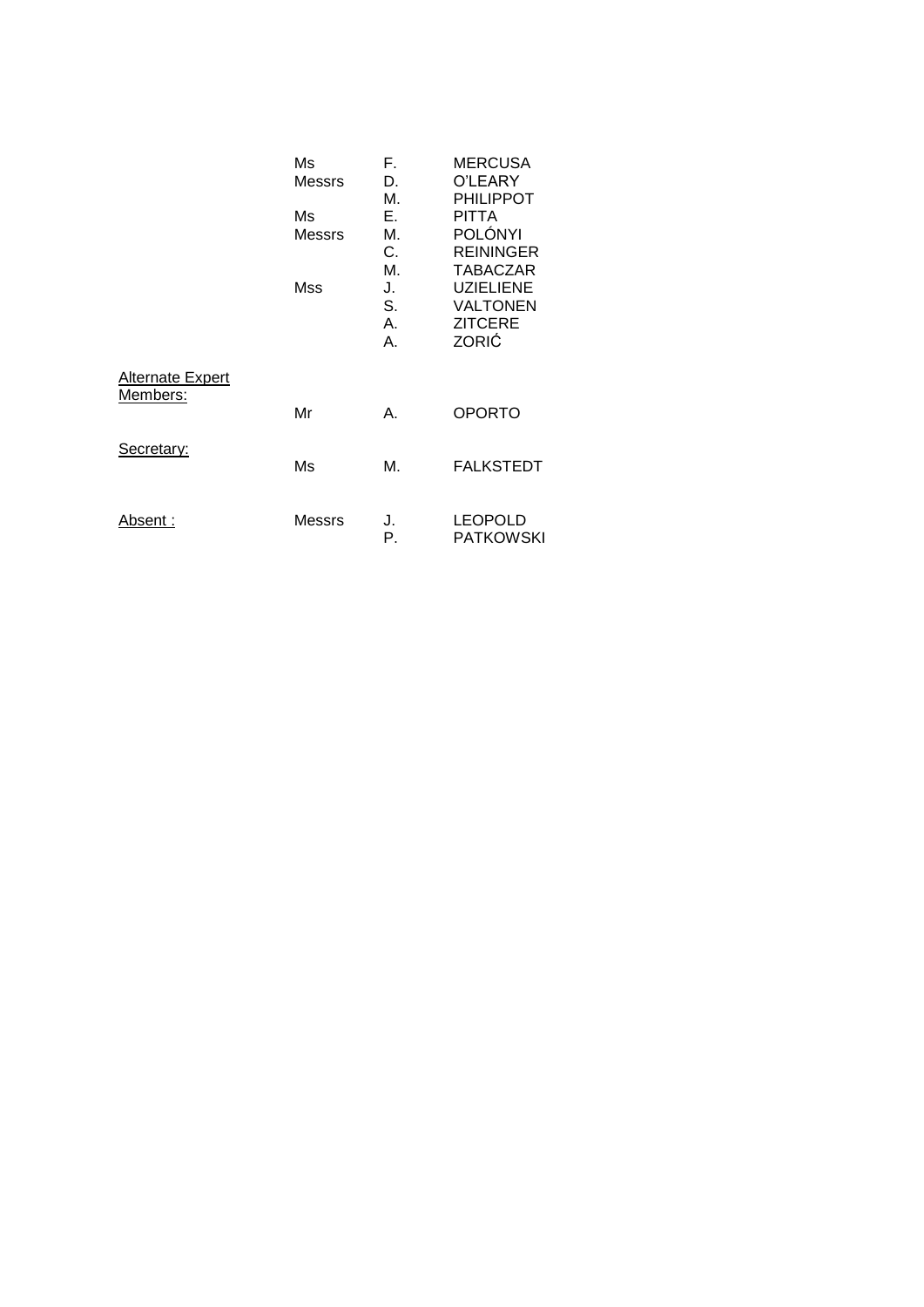| | | | |
|---|---|---|---|
| | Ms | F. | MERCUSA |
| | Messrs | D. | O'LEARY |
| | | M. | PHILIPPOT |
| | Ms | E. | PITTA |
| | Messrs | M. | POLÓNYI |
| | | C. | REININGER |
| | | M. | TABACZAR |
| | Mss | J. | UZIELIENE |
| | | S. | VALTONEN |
| | | A. | ZITCERE |
| | | A. | ZORIĆ |
| Alternate Expert Members: | Mr | A. | OPORTO |
| Secretary: | Ms | M. | FALKSTEDT |
| Absent : | Messrs | J. | LEOPOLD |
| | | P. | PATKOWSKI |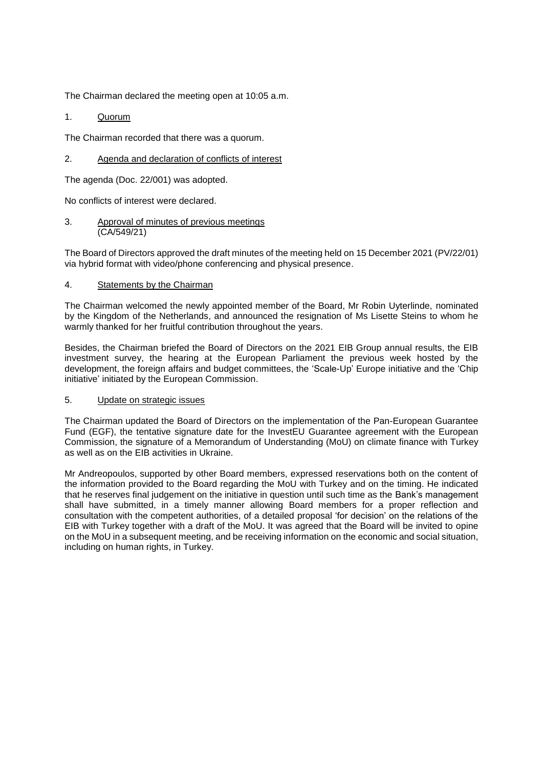The Chairman declared the meeting open at 10:05 a.m.

1. <u>Quorum</u>

The Chairman recorded that there was a quorum.

2. <u>Agenda and declaration of conflicts of interest</u>

The agenda (Doc. 22/001) was adopted.

No conflicts of interest were declared.

3. <u>Approval of minutes of previous meetings</u>
(CA/549/21)

The Board of Directors approved the draft minutes of the meeting held on 15 December 2021 (PV/22/01) via hybrid format with video/phone conferencing and physical presence.

4. <u>Statements by the Chairman</u>

The Chairman welcomed the newly appointed member of the Board, Mr Robin Uyterlinde, nominated by the Kingdom of the Netherlands, and announced the resignation of Ms Lisette Steins to whom he warmly thanked for her fruitful contribution throughout the years.

Besides, the Chairman briefed the Board of Directors on the 2021 EIB Group annual results, the EIB investment survey, the hearing at the European Parliament the previous week hosted by the development, the foreign affairs and budget committees, the 'Scale-Up' Europe initiative and the 'Chip initiative' initiated by the European Commission.

5. <u>Update on strategic issues</u>

The Chairman updated the Board of Directors on the implementation of the Pan-European Guarantee Fund (EGF), the tentative signature date for the InvestEU Guarantee agreement with the European Commission, the signature of a Memorandum of Understanding (MoU) on climate finance with Turkey as well as on the EIB activities in Ukraine.

Mr Andreopoulos, supported by other Board members, expressed reservations both on the content of the information provided to the Board regarding the MoU with Turkey and on the timing. He indicated that he reserves final judgement on the initiative in question until such time as the Bank's management shall have submitted, in a timely manner allowing Board members for a proper reflection and consultation with the competent authorities, of a detailed proposal 'for decision' on the relations of the EIB with Turkey together with a draft of the MoU. It was agreed that the Board will be invited to opine on the MoU in a subsequent meeting, and be receiving information on the economic and social situation, including on human rights, in Turkey.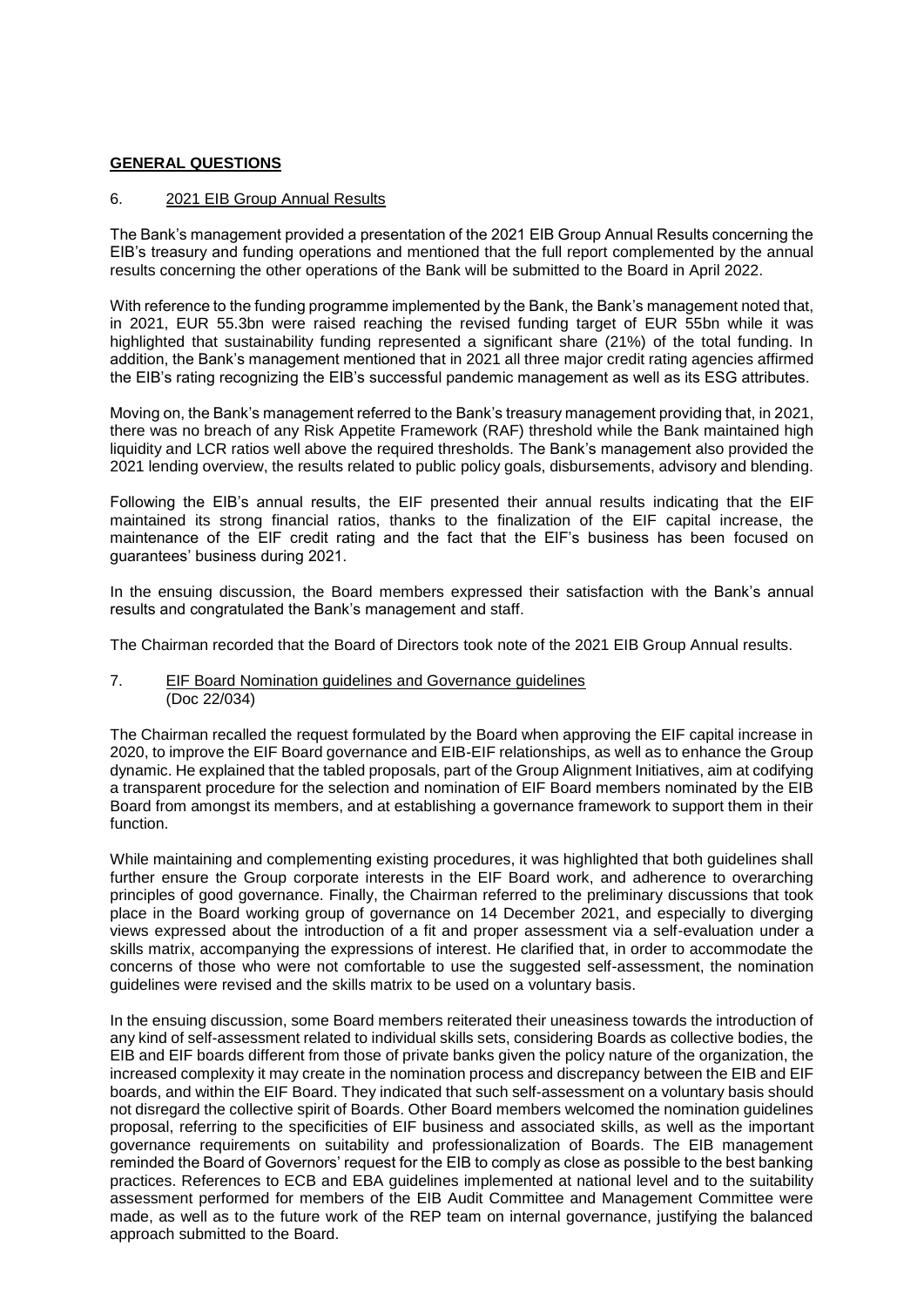## **GENERAL QUESTIONS**

### 6. 2021 EIB Group Annual Results

The Bank's management provided a presentation of the 2021 EIB Group Annual Results concerning the EIB's treasury and funding operations and mentioned that the full report complemented by the annual results concerning the other operations of the Bank will be submitted to the Board in April 2022.

With reference to the funding programme implemented by the Bank, the Bank's management noted that, in 2021, EUR 55.3bn were raised reaching the revised funding target of EUR 55bn while it was highlighted that sustainability funding represented a significant share (21%) of the total funding. In addition, the Bank's management mentioned that in 2021 all three major credit rating agencies affirmed the EIB's rating recognizing the EIB's successful pandemic management as well as its ESG attributes.

Moving on, the Bank's management referred to the Bank's treasury management providing that, in 2021, there was no breach of any Risk Appetite Framework (RAF) threshold while the Bank maintained high liquidity and LCR ratios well above the required thresholds. The Bank's management also provided the 2021 lending overview, the results related to public policy goals, disbursements, advisory and blending.

Following the EIB's annual results, the EIF presented their annual results indicating that the EIF maintained its strong financial ratios, thanks to the finalization of the EIF capital increase, the maintenance of the EIF credit rating and the fact that the EIF's business has been focused on guarantees' business during 2021.

In the ensuing discussion, the Board members expressed their satisfaction with the Bank's annual results and congratulated the Bank's management and staff.

The Chairman recorded that the Board of Directors took note of the 2021 EIB Group Annual results.

### 7. EIF Board Nomination guidelines and Governance guidelines
(Doc 22/034)

The Chairman recalled the request formulated by the Board when approving the EIF capital increase in 2020, to improve the EIF Board governance and EIB-EIF relationships, as well as to enhance the Group dynamic. He explained that the tabled proposals, part of the Group Alignment Initiatives, aim at codifying a transparent procedure for the selection and nomination of EIF Board members nominated by the EIB Board from amongst its members, and at establishing a governance framework to support them in their function.

While maintaining and complementing existing procedures, it was highlighted that both guidelines shall further ensure the Group corporate interests in the EIF Board work, and adherence to overarching principles of good governance. Finally, the Chairman referred to the preliminary discussions that took place in the Board working group of governance on 14 December 2021, and especially to diverging views expressed about the introduction of a fit and proper assessment via a self-evaluation under a skills matrix, accompanying the expressions of interest. He clarified that, in order to accommodate the concerns of those who were not comfortable to use the suggested self-assessment, the nomination guidelines were revised and the skills matrix to be used on a voluntary basis.

In the ensuing discussion, some Board members reiterated their uneasiness towards the introduction of any kind of self-assessment related to individual skills sets, considering Boards as collective bodies, the EIB and EIF boards different from those of private banks given the policy nature of the organization, the increased complexity it may create in the nomination process and discrepancy between the EIB and EIF boards, and within the EIF Board. They indicated that such self-assessment on a voluntary basis should not disregard the collective spirit of Boards. Other Board members welcomed the nomination guidelines proposal, referring to the specificities of EIF business and associated skills, as well as the important governance requirements on suitability and professionalization of Boards. The EIB management reminded the Board of Governors' request for the EIB to comply as close as possible to the best banking practices. References to ECB and EBA guidelines implemented at national level and to the suitability assessment performed for members of the EIB Audit Committee and Management Committee were made, as well as to the future work of the REP team on internal governance, justifying the balanced approach submitted to the Board.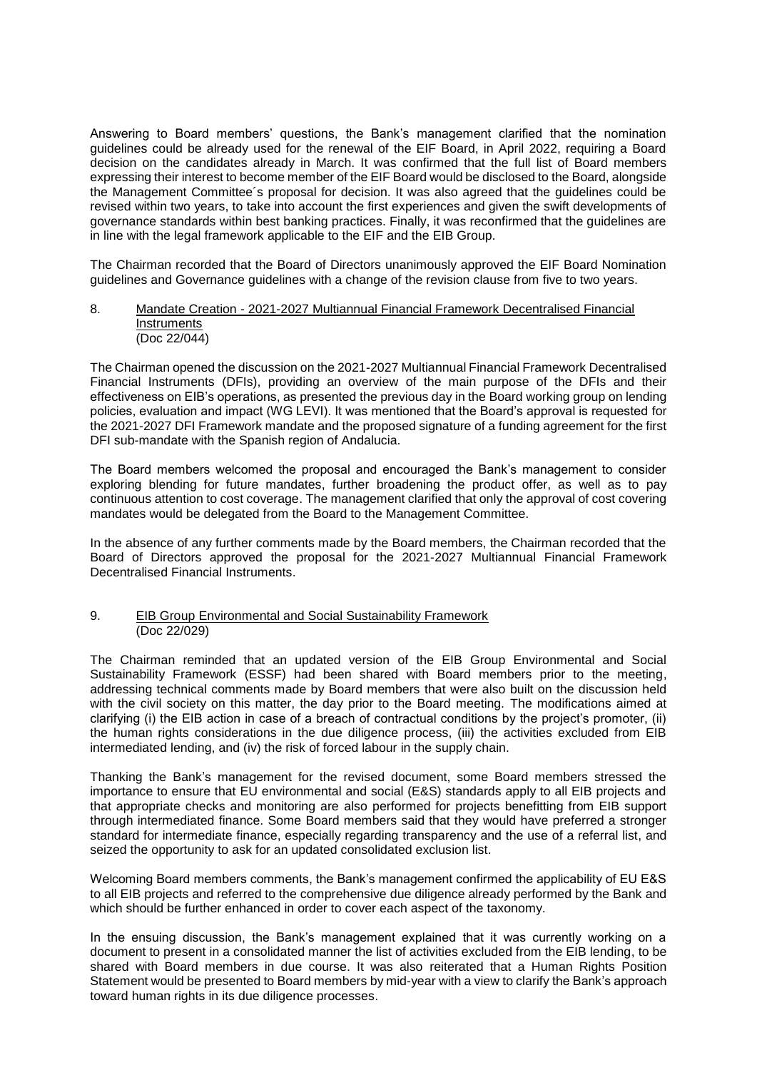Answering to Board members' questions, the Bank's management clarified that the nomination guidelines could be already used for the renewal of the EIF Board, in April 2022, requiring a Board decision on the candidates already in March. It was confirmed that the full list of Board members expressing their interest to become member of the EIF Board would be disclosed to the Board, alongside the Management Committee´s proposal for decision. It was also agreed that the guidelines could be revised within two years, to take into account the first experiences and given the swift developments of governance standards within best banking practices. Finally, it was reconfirmed that the guidelines are in line with the legal framework applicable to the EIF and the EIB Group.

The Chairman recorded that the Board of Directors unanimously approved the EIF Board Nomination guidelines and Governance guidelines with a change of the revision clause from five to two years.

8. Mandate Creation - 2021-2027 Multiannual Financial Framework Decentralised Financial Instruments
(Doc 22/044)

The Chairman opened the discussion on the 2021-2027 Multiannual Financial Framework Decentralised Financial Instruments (DFIs), providing an overview of the main purpose of the DFIs and their effectiveness on EIB's operations, as presented the previous day in the Board working group on lending policies, evaluation and impact (WG LEVI). It was mentioned that the Board's approval is requested for the 2021-2027 DFI Framework mandate and the proposed signature of a funding agreement for the first DFI sub-mandate with the Spanish region of Andalucia.

The Board members welcomed the proposal and encouraged the Bank's management to consider exploring blending for future mandates, further broadening the product offer, as well as to pay continuous attention to cost coverage. The management clarified that only the approval of cost covering mandates would be delegated from the Board to the Management Committee.

In the absence of any further comments made by the Board members, the Chairman recorded that the Board of Directors approved the proposal for the 2021-2027 Multiannual Financial Framework Decentralised Financial Instruments.

9. EIB Group Environmental and Social Sustainability Framework
(Doc 22/029)

The Chairman reminded that an updated version of the EIB Group Environmental and Social Sustainability Framework (ESSF) had been shared with Board members prior to the meeting, addressing technical comments made by Board members that were also built on the discussion held with the civil society on this matter, the day prior to the Board meeting. The modifications aimed at clarifying (i) the EIB action in case of a breach of contractual conditions by the project's promoter, (ii) the human rights considerations in the due diligence process, (iii) the activities excluded from EIB intermediated lending, and (iv) the risk of forced labour in the supply chain.

Thanking the Bank's management for the revised document, some Board members stressed the importance to ensure that EU environmental and social (E&S) standards apply to all EIB projects and that appropriate checks and monitoring are also performed for projects benefitting from EIB support through intermediated finance. Some Board members said that they would have preferred a stronger standard for intermediate finance, especially regarding transparency and the use of a referral list, and seized the opportunity to ask for an updated consolidated exclusion list.

Welcoming Board members comments, the Bank's management confirmed the applicability of EU E&S to all EIB projects and referred to the comprehensive due diligence already performed by the Bank and which should be further enhanced in order to cover each aspect of the taxonomy.

In the ensuing discussion, the Bank's management explained that it was currently working on a document to present in a consolidated manner the list of activities excluded from the EIB lending, to be shared with Board members in due course. It was also reiterated that a Human Rights Position Statement would be presented to Board members by mid-year with a view to clarify the Bank's approach toward human rights in its due diligence processes.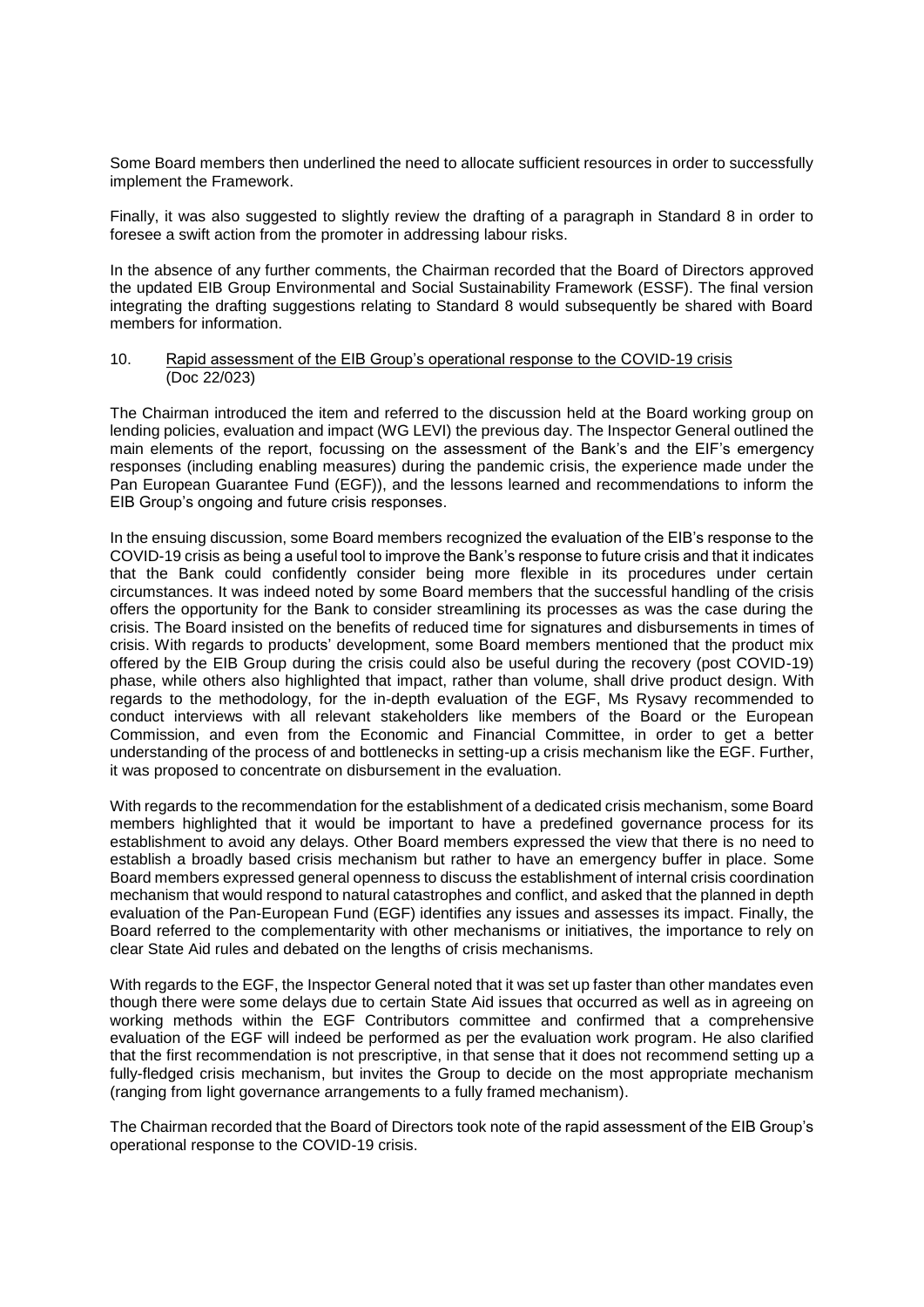Some Board members then underlined the need to allocate sufficient resources in order to successfully implement the Framework.

Finally, it was also suggested to slightly review the drafting of a paragraph in Standard 8 in order to foresee a swift action from the promoter in addressing labour risks.

In the absence of any further comments, the Chairman recorded that the Board of Directors approved the updated EIB Group Environmental and Social Sustainability Framework (ESSF). The final version integrating the drafting suggestions relating to Standard 8 would subsequently be shared with Board members for information.

10. Rapid assessment of the EIB Group's operational response to the COVID-19 crisis (Doc 22/023)

The Chairman introduced the item and referred to the discussion held at the Board working group on lending policies, evaluation and impact (WG LEVI) the previous day. The Inspector General outlined the main elements of the report, focussing on the assessment of the Bank's and the EIF's emergency responses (including enabling measures) during the pandemic crisis, the experience made under the Pan European Guarantee Fund (EGF)), and the lessons learned and recommendations to inform the EIB Group's ongoing and future crisis responses.

In the ensuing discussion, some Board members recognized the evaluation of the EIB's response to the COVID-19 crisis as being a useful tool to improve the Bank's response to future crisis and that it indicates that the Bank could confidently consider being more flexible in its procedures under certain circumstances. It was indeed noted by some Board members that the successful handling of the crisis offers the opportunity for the Bank to consider streamlining its processes as was the case during the crisis. The Board insisted on the benefits of reduced time for signatures and disbursements in times of crisis. With regards to products' development, some Board members mentioned that the product mix offered by the EIB Group during the crisis could also be useful during the recovery (post COVID-19) phase, while others also highlighted that impact, rather than volume, shall drive product design. With regards to the methodology, for the in-depth evaluation of the EGF, Ms Rysavy recommended to conduct interviews with all relevant stakeholders like members of the Board or the European Commission, and even from the Economic and Financial Committee, in order to get a better understanding of the process of and bottlenecks in setting-up a crisis mechanism like the EGF. Further, it was proposed to concentrate on disbursement in the evaluation.

With regards to the recommendation for the establishment of a dedicated crisis mechanism, some Board members highlighted that it would be important to have a predefined governance process for its establishment to avoid any delays. Other Board members expressed the view that there is no need to establish a broadly based crisis mechanism but rather to have an emergency buffer in place. Some Board members expressed general openness to discuss the establishment of internal crisis coordination mechanism that would respond to natural catastrophes and conflict, and asked that the planned in depth evaluation of the Pan-European Fund (EGF) identifies any issues and assesses its impact. Finally, the Board referred to the complementarity with other mechanisms or initiatives, the importance to rely on clear State Aid rules and debated on the lengths of crisis mechanisms.

With regards to the EGF, the Inspector General noted that it was set up faster than other mandates even though there were some delays due to certain State Aid issues that occurred as well as in agreeing on working methods within the EGF Contributors committee and confirmed that a comprehensive evaluation of the EGF will indeed be performed as per the evaluation work program. He also clarified that the first recommendation is not prescriptive, in that sense that it does not recommend setting up a fully-fledged crisis mechanism, but invites the Group to decide on the most appropriate mechanism (ranging from light governance arrangements to a fully framed mechanism).

The Chairman recorded that the Board of Directors took note of the rapid assessment of the EIB Group's operational response to the COVID-19 crisis.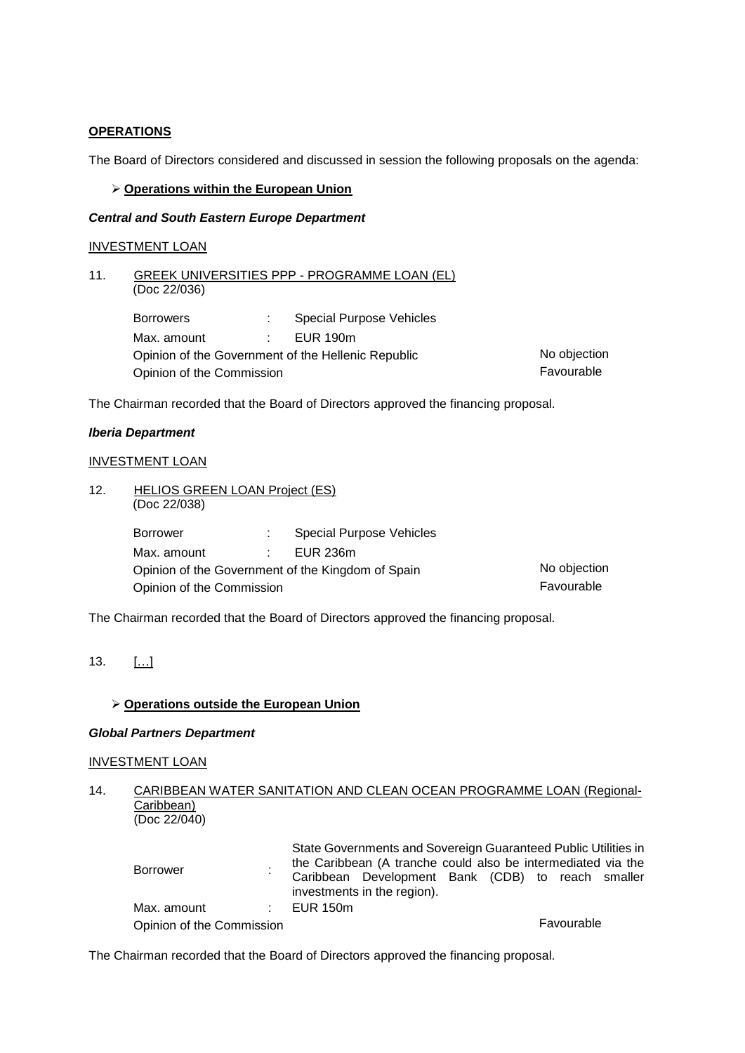**OPERATIONS**

The Board of Directors considered and discussed in session the following proposals on the agenda:

- **Operations within the European Union**

***Central and South Eastern Europe Department***

INVESTMENT LOAN

11. GREEK UNIVERSITIES PPP - PROGRAMME LOAN (EL)
(Doc 22/036)

| | | | |
|---|---|---|---|
| Borrowers | : | Special Purpose Vehicles | |
| Max. amount | : | EUR 190m | |
| Opinion of the Government of the Hellenic Republic | | | No objection |
| Opinion of the Commission | | | Favourable |

The Chairman recorded that the Board of Directors approved the financing proposal.

***Iberia Department***

INVESTMENT LOAN

12. HELIOS GREEN LOAN Project (ES)
(Doc 22/038)

| | | | |
|---|---|---|---|
| Borrower | : | Special Purpose Vehicles | |
| Max. amount | : | EUR 236m | |
| Opinion of the Government of the Kingdom of Spain | | | No objection |
| Opinion of the Commission | | | Favourable |

The Chairman recorded that the Board of Directors approved the financing proposal.

13. […]

- **Operations outside the European Union**

***Global Partners Department***

INVESTMENT LOAN

14. CARIBBEAN WATER SANITATION AND CLEAN OCEAN PROGRAMME LOAN (Regional-Caribbean)
(Doc 22/040)

| | | | |
|---|---|---|---|
| Borrower | : | State Governments and Sovereign Guaranteed Public Utilities in the Caribbean (A tranche could also be intermediated via the Caribbean Development Bank (CDB) to reach smaller investments in the region). | |
| Max. amount | : | EUR 150m | |
| Opinion of the Commission | | | Favourable |

The Chairman recorded that the Board of Directors approved the financing proposal.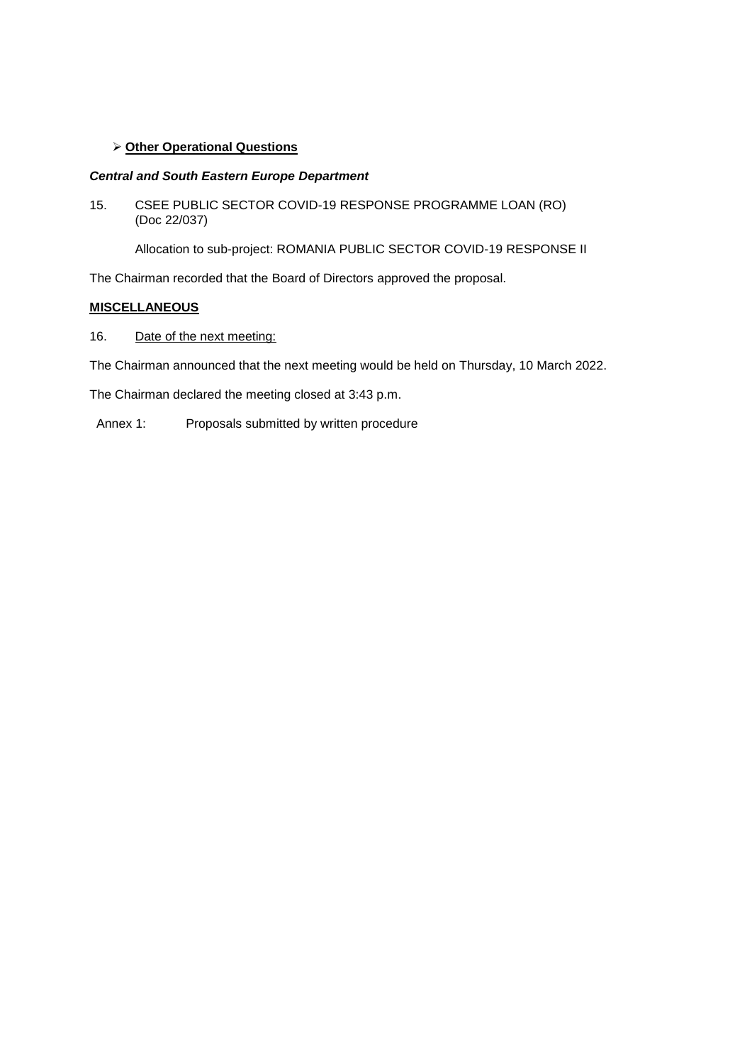- **Other Operational Questions**

***Central and South Eastern Europe Department***

15. CSEE PUBLIC SECTOR COVID-19 RESPONSE PROGRAMME LOAN (RO) (Doc 22/037)

    Allocation to sub-project: ROMANIA PUBLIC SECTOR COVID-19 RESPONSE II

The Chairman recorded that the Board of Directors approved the proposal.

**MISCELLANEOUS**

16. Date of the next meeting:

The Chairman announced that the next meeting would be held on Thursday, 10 March 2022.

The Chairman declared the meeting closed at 3:43 p.m.

Annex 1: Proposals submitted by written procedure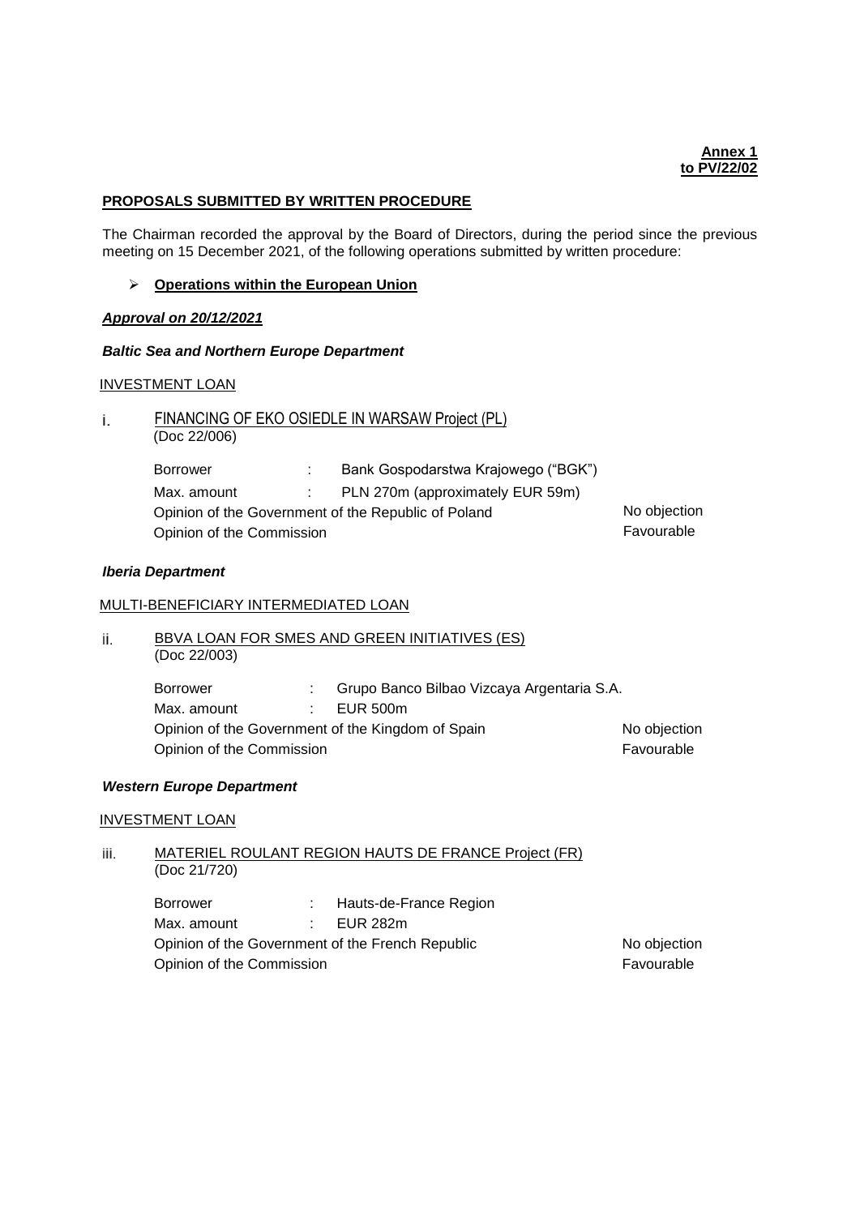**Annex 1**
**to PV/22/02**

**PROPOSALS SUBMITTED BY WRITTEN PROCEDURE**

The Chairman recorded the approval by the Board of Directors, during the period since the previous meeting on 15 December 2021, of the following operations submitted by written procedure:

- **Operations within the European Union**

***Approval on 20/12/2021***

***Baltic Sea and Northern Europe Department***

INVESTMENT LOAN

i. FINANCING OF EKO OSIEDLE IN WARSAW Project (PL)
(Doc 22/006)

| | | | |
|---|---|---|---|
| Borrower | : | Bank Gospodarstwa Krajowego ("BGK") | |
| Max. amount | : | PLN 270m (approximately EUR 59m) | |
| Opinion of the Government of the Republic of Poland | | | No objection |
| Opinion of the Commission | | | Favourable |

***Iberia Department***

MULTI-BENEFICIARY INTERMEDIATED LOAN

ii. BBVA LOAN FOR SMES AND GREEN INITIATIVES (ES)
(Doc 22/003)

| | | | |
|---|---|---|---|
| Borrower | : | Grupo Banco Bilbao Vizcaya Argentaria S.A. | |
| Max. amount | : | EUR 500m | |
| Opinion of the Government of the Kingdom of Spain | | | No objection |
| Opinion of the Commission | | | Favourable |

***Western Europe Department***

INVESTMENT LOAN

iii. MATERIEL ROULANT REGION HAUTS DE FRANCE Project (FR)
(Doc 21/720)

| | | | |
|---|---|---|---|
| Borrower | : | Hauts-de-France Region | |
| Max. amount | : | EUR 282m | |
| Opinion of the Government of the French Republic | | | No objection |
| Opinion of the Commission | | | Favourable |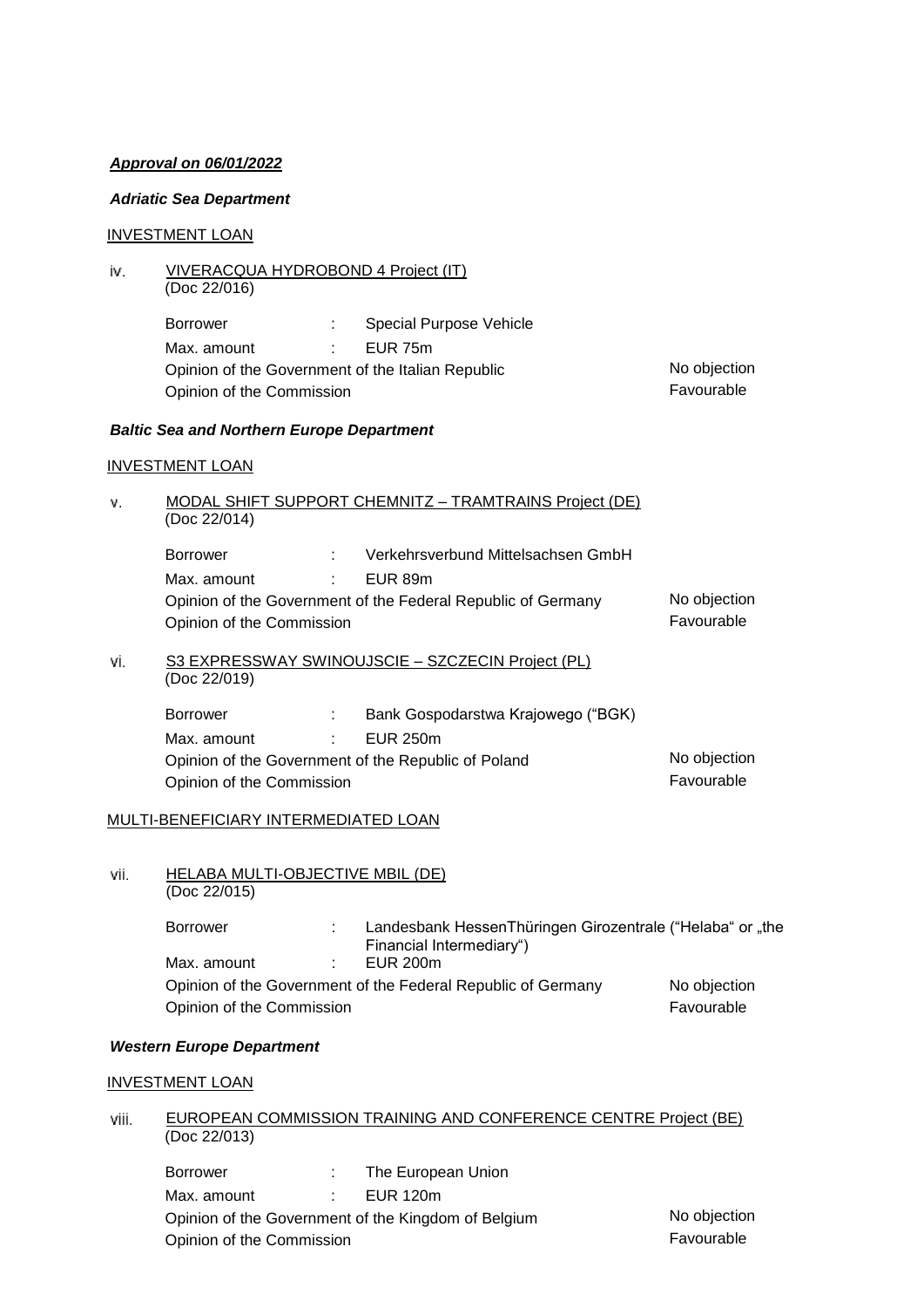***Approval on 06/01/2022***

***Adriatic Sea Department***

INVESTMENT LOAN

iv. VIVERACQUA HYDROBOND 4 Project (IT)
(Doc 22/016)

| | | | |
|---|---|---|---|
| Borrower | : | Special Purpose Vehicle | |
| Max. amount | : | EUR 75m | |
| Opinion of the Government of the Italian Republic | | | No objection |
| Opinion of the Commission | | | Favourable |

***Baltic Sea and Northern Europe Department***

INVESTMENT LOAN

v. MODAL SHIFT SUPPORT CHEMNITZ – TRAMTRAINS Project (DE)
(Doc 22/014)

| | | | |
|---|---|---|---|
| Borrower | : | Verkehrsverbund Mittelsachsen GmbH | |
| Max. amount | : | EUR 89m | |
| Opinion of the Government of the Federal Republic of Germany | | | No objection |
| Opinion of the Commission | | | Favourable |

vi. S3 EXPRESSWAY SWINOUJSCIE – SZCZECIN Project (PL)
(Doc 22/019)

| | | | |
|---|---|---|---|
| Borrower | : | Bank Gospodarstwa Krajowego ("BGK) | |
| Max. amount | : | EUR 250m | |
| Opinion of the Government of the Republic of Poland | | | No objection |
| Opinion of the Commission | | | Favourable |

MULTI-BENEFICIARY INTERMEDIATED LOAN

vii. HELABA MULTI-OBJECTIVE MBIL (DE)
(Doc 22/015)

| | | | |
|---|---|---|---|
| Borrower | : | Landesbank HessenThüringen Girozentrale ("Helaba" or „the Financial Intermediary") | |
| Max. amount | : | EUR 200m | |
| Opinion of the Government of the Federal Republic of Germany | | | No objection |
| Opinion of the Commission | | | Favourable |

***Western Europe Department***

INVESTMENT LOAN

viii. EUROPEAN COMMISSION TRAINING AND CONFERENCE CENTRE Project (BE)
(Doc 22/013)

| | | | |
|---|---|---|---|
| Borrower | : | The European Union | |
| Max. amount | : | EUR 120m | |
| Opinion of the Government of the Kingdom of Belgium | | | No objection |
| Opinion of the Commission | | | Favourable |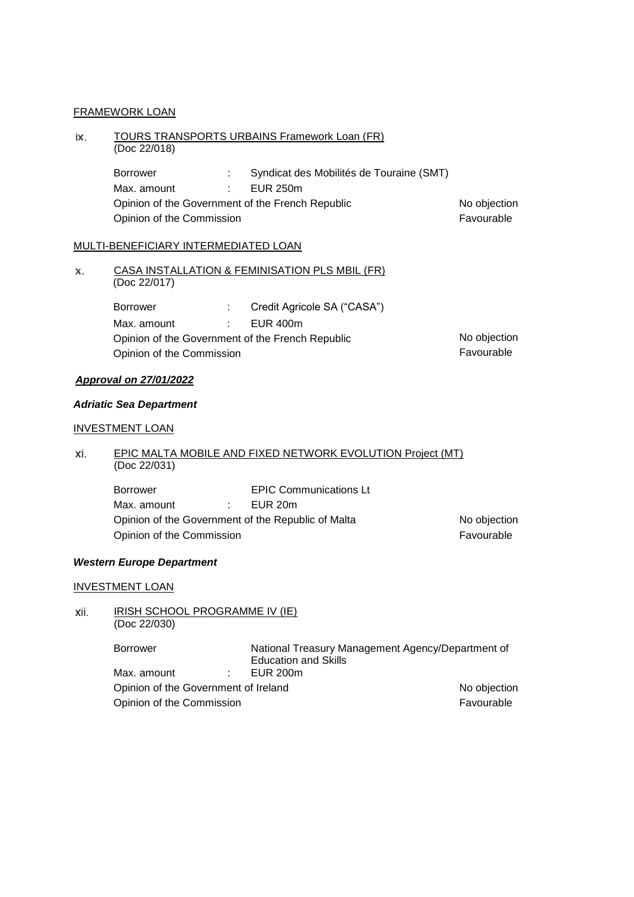FRAMEWORK LOAN

ix. TOURS TRANSPORTS URBAINS Framework Loan (FR)
(Doc 22/018)

| | | | |
|---|---|---|---|
| Borrower | : | Syndicat des Mobilités de Touraine (SMT) | |
| Max. amount | : | EUR 250m | |
| Opinion of the Government of the French Republic | | | No objection |
| Opinion of the Commission | | | Favourable |

MULTI-BENEFICIARY INTERMEDIATED LOAN

x. CASA INSTALLATION & FEMINISATION PLS MBIL (FR)
(Doc 22/017)

| | | | |
|---|---|---|---|
| Borrower | : | Credit Agricole SA ("CASA") | |
| Max. amount | : | EUR 400m | |
| Opinion of the Government of the French Republic | | | No objection |
| Opinion of the Commission | | | Favourable |

***Approval on 27/01/2022***

***Adriatic Sea Department***

INVESTMENT LOAN

xi. EPIC MALTA MOBILE AND FIXED NETWORK EVOLUTION Project (MT)
(Doc 22/031)

| | | | |
|---|---|---|---|
| Borrower | | EPIC Communications Lt | |
| Max. amount | : | EUR 20m | |
| Opinion of the Government of the Republic of Malta | | | No objection |
| Opinion of the Commission | | | Favourable |

***Western Europe Department***

INVESTMENT LOAN

xii. IRISH SCHOOL PROGRAMME IV (IE)
(Doc 22/030)

| | | | |
|---|---|---|---|
| Borrower | | National Treasury Management Agency/Department of Education and Skills | |
| Max. amount | : | EUR 200m | |
| Opinion of the Government of Ireland | | | No objection |
| Opinion of the Commission | | | Favourable |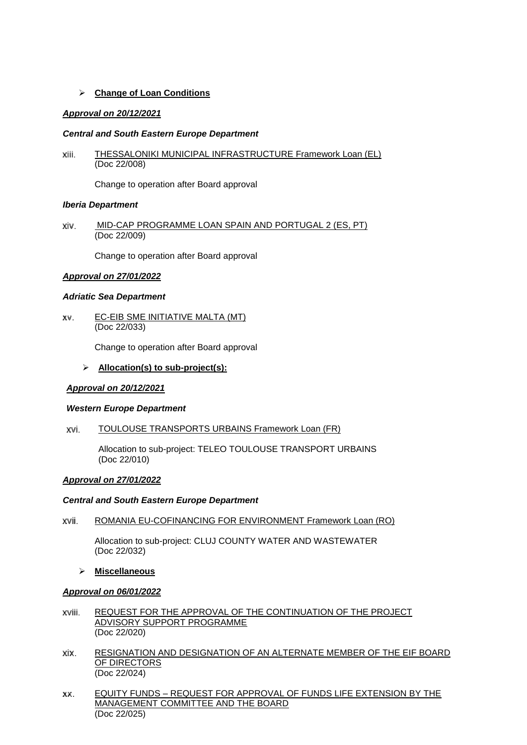- **Change of Loan Conditions**

***Approval on 20/12/2021***

***Central and South Eastern Europe Department***

xiii. THESSALONIKI MUNICIPAL INFRASTRUCTURE Framework Loan (EL)
(Doc 22/008)

Change to operation after Board approval

***Iberia Department***

xiv. MID-CAP PROGRAMME LOAN SPAIN AND PORTUGAL 2 (ES, PT)
(Doc 22/009)

Change to operation after Board approval

***Approval on 27/01/2022***

***Adriatic Sea Department***

xv. EC-EIB SME INITIATIVE MALTA (MT)
(Doc 22/033)

Change to operation after Board approval

- **Allocation(s) to sub-project(s):**

***Approval on 20/12/2021***

***Western Europe Department***

xvi. TOULOUSE TRANSPORTS URBAINS Framework Loan (FR)

Allocation to sub-project: TELEO TOULOUSE TRANSPORT URBAINS
(Doc 22/010)

***Approval on 27/01/2022***

***Central and South Eastern Europe Department***

xvii. ROMANIA EU-COFINANCING FOR ENVIRONMENT Framework Loan (RO)

Allocation to sub-project: CLUJ COUNTY WATER AND WASTEWATER
(Doc 22/032)

- **Miscellaneous**

***Approval on 06/01/2022***

xviii. REQUEST FOR THE APPROVAL OF THE CONTINUATION OF THE PROJECT ADVISORY SUPPORT PROGRAMME
(Doc 22/020)

xix. RESIGNATION AND DESIGNATION OF AN ALTERNATE MEMBER OF THE EIF BOARD OF DIRECTORS
(Doc 22/024)

xx. EQUITY FUNDS – REQUEST FOR APPROVAL OF FUNDS LIFE EXTENSION BY THE MANAGEMENT COMMITTEE AND THE BOARD
(Doc 22/025)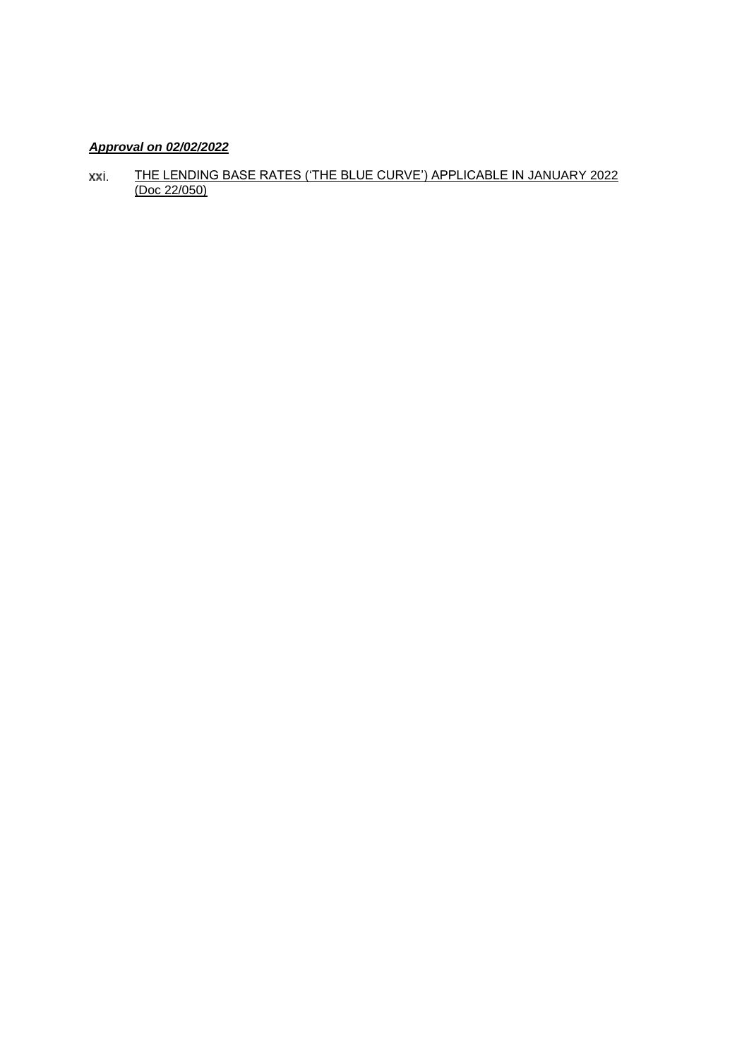***<u>Approval on 02/02/2022</u>***

xxi. <u>THE LENDING BASE RATES ('THE BLUE CURVE') APPLICABLE IN JANUARY 2022 (Doc 22/050)</u>